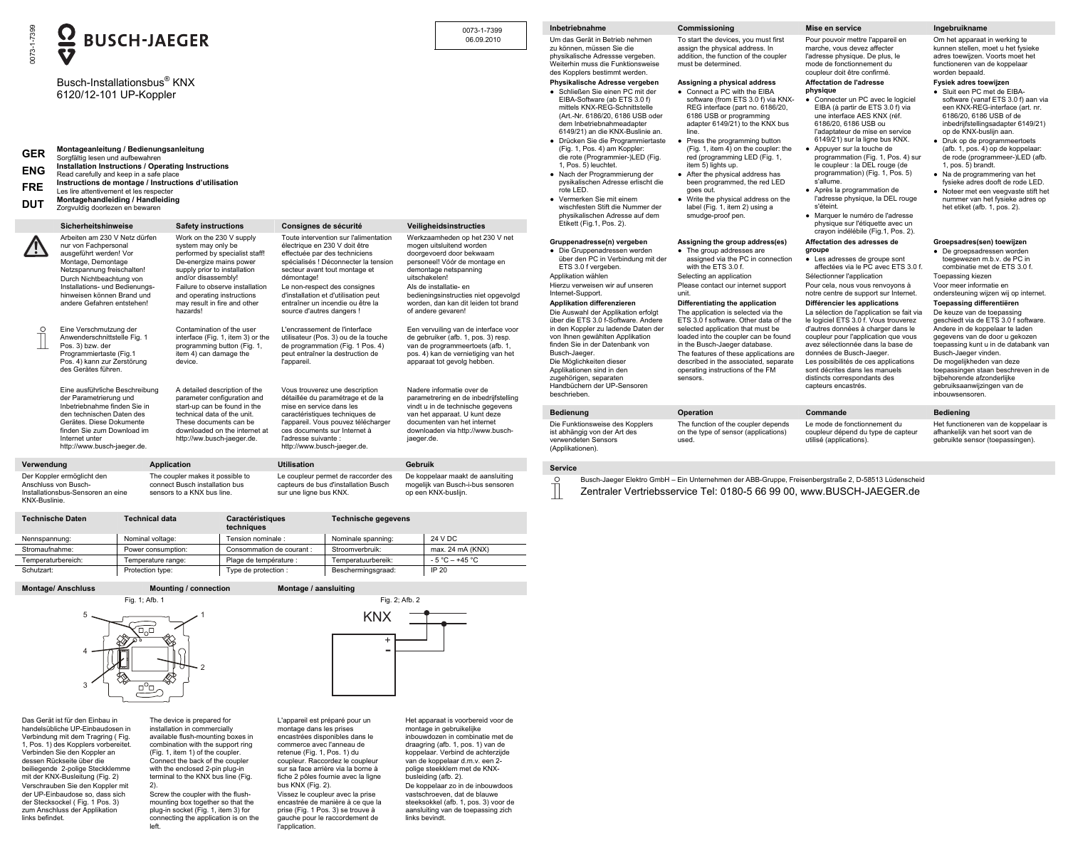# BUSCH-JAEGER

0073-1-7399
06.09.2010

Busch-Installationsbus® KNX
6120/12-101 UP-Koppler

**GER** **Montageanleitung / Bedienungsanleitung**
Sorgfältig lesen und aufbewahren

**ENG** **Installation Instructions / Operating Instructions**
Read carefully and keep in a safe place

**FRE** **Instructions de montage / Instructions d'utilisation**
Les lire attentivement et les respecter

**DUT** **Montagehandleiding / Handleiding**
Zorgvuldig doorlezen en bewaren

| Sicherheitshinweise | Safety instructions | Consignes de sécurité | Veiligheidsinstructies |
|---|---|---|---|
| Arbeiten am 230 V Netz dürfen nur von Fachpersonal ausgeführt werden! Vor Montage, Demontage Netzspannung freischalten! Durch Nichtbeachtung von Installations- und Bedienungshinweisen können Brand und andere Gefahren entstehen! | Work on the 230 V supply system may only be performed by specialist staff! De-energize mains power supply prior to installation and/or disassembly! Failure to observe installation and operating instructions may result in fire and other hazards! | Toute intervention sur l'alimentation électrique en 230 V doit être effectuée par des techniciens spécialisés ! Déconnecter la tension secteur avant tout montage et démontage! Le non-respect des consignes d'installation et d'utilisation peut entraîner un incendie ou être la source d'autres dangers ! | Werkzaamheden op het 230 V net mogen uitsluitend worden doorgevoerd door bekwaam personeel! Vóór de montage en demontage netspanning uitschakelen! Als de installatie- en bedieningsinstructies niet opgevolgd worden, dan kan dit leiden tot brand of andere gevaren! |
| Eine Verschmutzung der Anwenderschnittstelle Fig. 1 Pos. 3) bzw. der Programmiertaste (Fig.1 Pos. 4) kann zur Zerstörung des Gerätes führen. | Contamination of the user interface (Fig. 1, item 3) or the programming button (Fig. 1, item 4) can damage the device. | L'encrassement de l'interface utilisateur (Pos. 3) ou de la touche de programmation (Fig. 1 Pos. 4) peut entraîner la destruction de l'appareil. | Een vervuiling van de interface voor de gebruiker (afb. 1, pos. 3) resp. van de programmeertoets (afb. 1, pos. 4) kan de vernietiging van het apparaat tot gevolg hebben. |
| Eine ausführliche Beschreibung der Parametrierung und Inbetriebnahme finden Sie in den technischen Daten des Gerätes. Diese Dokumente finden Sie zum Download im Internet unter http://www.busch-jaeger.de. | A detailed description of the parameter configuration and start-up can be found in the technical data of the unit. These documents can be downloaded on the internet at http://www.busch-jaeger.de. | Vous trouverez une description détaillée du paramétrage et de la mise en service dans les caractéristiques techniques de l'appareil. Vous pouvez télécharger ces documents sur Internet à l'adresse suivante : http://www.busch-jaeger.de. | Nadere informatie over de parametrering en de inbedrijfstelling vindt u in de technische gegevens van het apparaat. U kunt deze documenten van het internet downloaden via http://www.busch-jaeger.de. |

| Verwendung | Application | Utilisation | Gebruik |
|---|---|---|---|
| Der Koppler ermöglicht den Anschluss von Busch-Installationsbus-Sensoren an eine KNX-Buslinie. | The coupler makes it possible to connect Busch installation bus sensors to a KNX bus line. | Le coupleur permet de raccorder des capteurs de bus d'installation Busch sur une ligne bus KNX. | De koppelaar maakt de aansluiting mogelijk van Busch-i-bus sensoren op een KNX-buslijn. |

| Technische Daten | Technical data | Caractéristiques techniques | Technische gegevens | |
|---|---|---|---|---|
| Nennspannung: | Nominal voltage: | Tension nominale : | Nominale spanning: | 24 V DC |
| Stromaufnahme: | Power consumption: | Consommation de courant : | Stroomverbruik: | max. 24 mA (KNX) |
| Temperaturbereich: | Temperature range: | Plage de température : | Temperatuurbereik: | - 5 °C – +45 °C |
| Schutzart: | Protection type: | Type de protection : | Beschermingsgraad: | IP 20 |

## Montage/ Anschluss | Mounting / connection | Montage / aansluiting

Fig. 1; Afb. 1

Fig. 2; Afb. 2

Das Gerät ist für den Einbau in handelsübliche UP-Einbaudosen in Verbindung mit dem Tragring ( Fig. 1, Pos. 1) des Kopplers vorbereitet. Verbinden Sie den Koppler an dessen Rückseite über die beiliegende 2-polige Steckklemme mit der KNX-Busleitung (Fig. 2)
Verschrauben Sie den Koppler mit der UP-Einbaudose so, dass sich der Stecksockel ( Fig. 1 Pos. 3) zum Anschluss der Applikation links befindet.

The device is prepared for installation in commercially available flush-mounting boxes in combination with the support ring (Fig. 1, item 1) of the coupler. Connect the back of the coupler with the enclosed 2-pin plug-in terminal to the KNX bus line (Fig. 2).
Screw the coupler with the flush-mounting box together so that the plug-in socket (Fig. 1, item 3) for connecting the application is on the left.

L'appareil est préparé pour un montage dans les prises encastrées disponibles dans le commerce avec l'anneau de retenue (Fig. 1, Pos. 1) du coupleur. Raccordez le coupleur sur sa face arrière via la borne à fiche 2 pôles fournie avec la ligne bus KNX (Fig. 2).
Vissez le coupleur avec la prise encastrée de manière à ce que la prise (Fig. 1 Pos. 3) se trouve à gauche pour le raccordement de l'application.

Het apparaat is voorbereid voor de montage in gebruikelijke inbouwdozen in combinatie met de draagring (afb. 1, pos. 1) van de koppelaar. Verbind de achterzijde van de koppelaar d.m.v. een 2-polige steekklem met de KNX-busleiding (afb. 2).
De koppelaar zo in de inbouwdoos vastschroeven, dat de blauwe steeksokkel (afb. 1, pos. 3) voor de aansluiting van de toepassing zich links bevindt.

## Inbetriebnahme

Um das Gerät in Betrieb nehmen zu können, müssen Sie die physikalische Adressse vergeben. Weiterhin muss die Funktionsweise des Kopplers bestimmt werden.

### Physikalische Adresse vergeben

- Schließen Sie einen PC mit der EIBA-Software (ab ETS 3.0 f) mittels KNX-REG-Schnittstelle (Art.-Nr. 6186/20, 6186 USB oder dem Inbetriebnahmeadapter 6149/21) an die KNX-Buslinie an.
- Drücken Sie die Programmiertaste (Fig. 1, Pos. 4) am Koppler: die rote (Programmier-)LED (Fig. 1, Pos. 5) leuchtet.
- Nach der Programmierung der pysikalischen Adresse erlischt die rote LED.
- Vermerken Sie mit einem wischfesten Stift die Nummer der physikalischen Adresse auf dem Etikett (Fig.1, Pos. 2).

### Gruppenadresse(n) vergeben

- Die Gruppenadressen werden über den PC in Verbindung mit der ETS 3.0 f vergeben.

Applikation wählen

Hierzu verweisen wir auf unseren Internet-Support.

### Applikation differenzieren

Die Auswahl der Applikation erfolgt über die ETS 3.0 f-Software. Andere in den Koppler zu ladende Daten der von Ihnen gewählten Applikation finden Sie in der Datenbank von Busch-Jaeger.
Die Möglichkeiten dieser Applikationen sind in den zugehörigen, separaten Handbüchern der UP-Sensoren beschrieben.

## Commissioning

To start the devices, you must first assign the physical address. In addition, the function of the coupler must be determined.

### Assigning a physical address

- Connect a PC with the EIBA software (from ETS 3.0 f) via KNX-REG interface (part no. 6186/20, 6186 USB or programming adapter 6149/21) to the KNX bus line.
- Press the programming button (Fig. 1, item 4) on the coupler: the red (programming LED (Fig. 1, item 5) lights up.
- After the physical address has been programmed, the red LED goes out.
- Write the physical address on the label (Fig. 1, item 2) using a smudge-proof pen.

### Assigning the group address(es)

- The group addresses are assigned via the PC in connection with the ETS 3.0 f.

Selecting an application

Please contact our internet support unit.

### Differentiating the application

The application is selected via the ETS 3.0 f software. Other data of the selected application that must be loaded into the coupler can be found in the Busch-Jaeger database.
The features of these applications are described in the associated, separate operating instructions of the FM sensors.

## Mise en service

Pour pouvoir mettre l'appareil en marche, vous devez affecter l'adresse physique. De plus, le mode de fonctionnement du coupleur doit être confirmé.

### Affectation de l'adresse physique

- Connecter un PC avec le logiciel EIBA (à partir de ETS 3.0 f) via une interface AES KNX (réf. 6186/20, 6186 USB ou l'adaptateur de mise en service 6149/21) sur la ligne bus KNX.
- Appuyer sur la touche de programmation (Fig. 1, Pos. 4) sur le coupleur : la DEL rouge (de programmation) (Fig. 1, Pos. 5) s'allume.
- Après la programmation de l'adresse physique, la DEL rouge s'éteint.
- Marquer le numéro de l'adresse physique sur l'étiquette avec un crayon indélébile (Fig.1, Pos. 2).

### Affectation des adresses de groupe

- Les adresses de groupe sont affectées via le PC avec ETS 3.0 f.

Sélectionner l'application

Pour cela, nous vous renvoyons à notre centre de support sur Internet.

### Différencier les applications

La sélection de l'application se fait via le logiciel ETS 3.0 f. Vous trouverez d'autres données à charger dans le coupleur pour l'application que vous avez sélectionnée dans la base de données de Busch-Jaeger.
Les possibilités de ces applications sont décrites dans les manuels distincts correspondants des capteurs encastrés.

## Ingebruikname

Om het apparaat in werking te kunnen stellen, moet u het fysieke adres toewijzen. Voorts moet het functioneren van de koppelaar worden bepaald.

### Fysiek adres toewijzen

- Sluit een PC met de EIBA-software (vanaf ETS 3.0 f) aan via een KNX-REG-interface (art. nr. 6186/20, 6186 USB of de inbedrijfstellingsadapter 6149/21) op de KNX-buslijn aan.
- Druk op de programmeertoets (afb. 1, pos. 4) op de koppelaar: de rode (programmeer-)LED (afb. 1, pos. 5) brandt.
- Na de programmering van het fysieke adres dooft de rode LED.
- Noteer met een vegvaste stift het nummer van het fysieke adres op het etiket (afb. 1, pos. 2).

### Groepsadres(sen) toewijzen

- De groepsadressen worden toegewezen m.b.v. de PC in combinatie met de ETS 3.0 f.

Toepassing kiezen

Voor meer informatie en ondersteuning wijzen wij op internet.

### Toepassing differentiëren

De keuze van de toepassing geschiedt via de ETS 3.0 f software. Andere in de koppelaar te laden gegevens van de door u gekozen toepassing kunt u in de databank van Busch-Jaeger vinden.
De mogelijkheden van deze toepassingen staan beschreven in de bijbehorende afzonderlijke gebruiksaanwijzingen van de inbouwsensoren.

| Bedienung | Operation | Commande | Bediening |
|---|---|---|---|
| Die Funktionsweise des Kopplers ist abhängig von der Art des verwendeten Sensors (Applikationen). | The function of the coupler depends on the type of sensor (applications) used. | Le mode de fonctionnement du coupleur dépend du type de capteur utilisé (applications). | Het functioneren van de koppelaar is afhankelijk van het soort van de gebruikte sensor (toepassingen). |

## Service

Busch-Jaeger Elektro GmbH – Ein Unternehmen der ABB-Gruppe, Freisenbergstraße 2, D-58513 Lüdenscheid

Zentraler Vertriebsservice Tel: 0180-5 66 99 00, www.BUSCH-JAEGER.de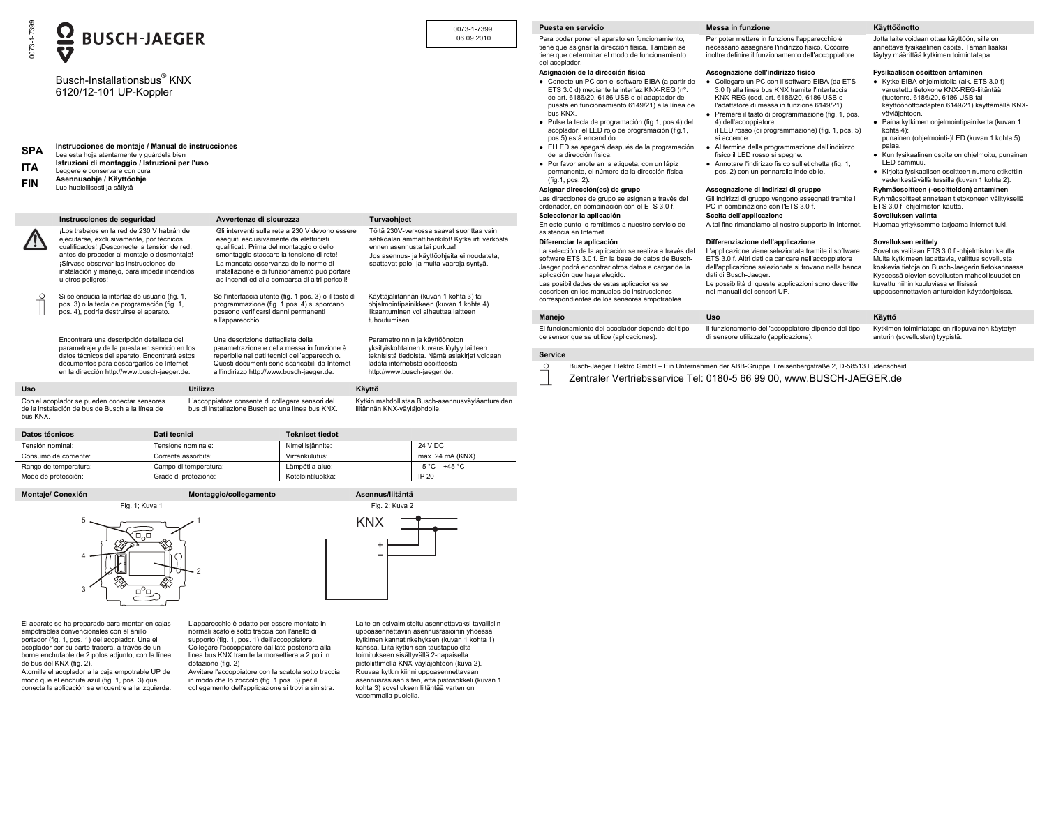0073-1-7399

# BUSCH-JAEGER

0073-1-7399
06.09.2010

Busch-Installationsbus® KNX
6120/12-101 UP-Koppler

**SPA** **Instrucciones de montaje / Manual de instrucciones**
Lea esta hoja atentamente y guárdela bien

**ITA** **Istruzioni di montaggio / Istruzioni per l'uso**
Leggere e conservare con cura

**FIN** **Asennusohje / Käyttöohje**
Lue huolellisesti ja säilytä

## Instrucciones de seguridad

¡Los trabajos en la red de 230 V habrán de ejecutarse, exclusivamente, por técnicos cualificados! ¡Desconecte la tensión de red, antes de proceder al montaje o desmontaje! ¡Sírvase observar las instrucciones de instalación y manejo, para impedir incendios u otros peligros!

Si se ensucia la interfaz de usuario (fig. 1, pos. 3) o la tecla de programación (fig. 1, pos. 4), podría destruirse el aparato.

Encontrará una descripción detallada del parametraje y de la puesta en servicio en los datos técnicos del aparato. Encontrará estos documentos para descargarlos de Internet en la dirección http://www.busch-jaeger.de.

## Avvertenze di sicurezza

Gli interventi sulla rete a 230 V devono essere eseguiti esclusivamente da elettricisti qualificati. Prima del montaggio o dello smontaggio staccare la tensione di rete! La mancata osservanza delle norme di installazione e di funzionamento può portare ad incendi ed alla comparsa di altri pericoli!

Se l'interfaccia utente (fig. 1 pos. 3) o il tasto di programmazione (fig. 1 pos. 4) si sporcano possono verificarsi danni permanenti all'apparecchio.

Una descrizione dettagliata della parametrazione e della messa in funzione è reperibile nei dati tecnici dell'apparecchio. Questi documenti sono scaricabili da Internet all'indirizzo http://www.busch-jaeger.de.

## Turvaohjeet

Töitä 230V-verkossa saavat suorittaa vain sähköalan ammattihenkilöt! Kytke irti verkosta ennen asennusta tai purkua! Jos asennus- ja käyttöohjeita ei noudateta, saattavat palo- ja muita vaaroja syntyä.

Käyttäjäliitännän (kuvan 1 kohta 3) tai ohjelmointipainikkeen (kuvan 1 kohta 4) likaantuminen voi aiheuttaa laitteen tuhoutumisen.

Parametroinnin ja käyttöönoton yksityiskohtainen kuvaus löytyy laitteen teknisistä tiedoista. Nämä asiakirjat voidaan ladata internetistä osoitteesta http://www.busch-jaeger.de.

## Uso

Con el acoplador se pueden conectar sensores de la instalación de bus de Busch a la línea de bus KNX.

## Utilizzo

L'accoppiatore consente di collegare sensori del bus di installazione Busch ad una linea bus KNX.

## Käyttö

Kytkin mahdollistaa Busch-asennusväyläantureiden liitännän KNX-väyläjohdolle.

| Datos técnicos | Dati tecnici | Tekniset tiedot | |
|---|---|---|---|
| Tensión nominal: | Tensione nominale: | Nimellisjännite: | 24 V DC |
| Consumo de corriente: | Corrente assorbita: | Virrankulutus: | max. 24 mA (KNX) |
| Rango de temperatura: | Campo di temperatura: | Lämpötila-alue: | - 5 °C – +45 °C |
| Modo de protección: | Grado di protezione: | Kotelointiluokka: | IP 20 |

## Montaje/ Conexión

## Montaggio/collegamento

## Asennus/liitäntä

Fig. 1; Kuva 1

5
1
4
2
3

Fig. 2; Kuva 2

KNX
+
-

El aparato se ha preparado para montar en cajas empotrables convencionales con el anillo portador (fig. 1, pos. 1) del acoplador. Una el acoplador por su parte trasera, a través de un borne enchufable de 2 polos adjunto, con la línea de bus del KNX (fig. 2).
Atornille el acoplador a la caja empotrable UP de modo que el enchufe azul (fig. 1, pos. 3) que conecta la aplicación se encuentre a la izquierda.

L'apparecchio è adatto per essere montato in normali scatole sotto traccia con l'anello di supporto (fig. 1, pos. 1) dell'accoppiatore. Collegare l'accoppiatore dal lato posteriore alla linea bus KNX tramite la morsettiera a 2 poli in dotazione (fig. 2)
Avvitare l'accoppiatore con la scatola sotto traccia in modo che lo zoccolo (fig. 1 pos. 3) per il collegamento dell'applicazione si trovi a sinistra.

Laite on esivalmisteltu asennettavaksi tavallisiin uppoasennettaviin asennusrasioihin yhdessä kytkimen kannatinkehyksen (kuvan 1 kohta 1) kanssa. Liitä kytkin sen taustapuolelta toimitukseen sisältyvällä 2-napaisella pistoliittimellä KNX-väyläjohtoon (kuva 2).
Ruuvaa kytkin kiinni uppoasennettavaan asennusrasiaan siten, että pistosokkeli (kuvan 1 kohta 3) sovelluksen liitäntää varten on vasemmalla puolella.

## Puesta en servicio

Para poder poner el aparato en funcionamiento, tiene que asignar la dirección física. También se tiene que determinar el modo de funcionamiento del acoplador.

**Asignación de la dirección física**

- Conecte un PC con el software EIBA (a partir de ETS 3.0 d) mediante la interfaz KNX-REG (nº. de art. 6186/20, 6186 USB o el adaptador de puesta en funcionamiento 6149/21) a la línea de bus KNX.
- Pulse la tecla de programación (fig.1, pos.4) del acoplador: el LED rojo de programación (fig.1, pos.5) está encendido.
- El LED se apagará después de la programación de la dirección física.
- Por favor anote en la etiqueta, con un lápiz permanente, el número de la dirección física (fig.1, pos. 2).

**Asignar dirección(es) de grupo**
Las direcciones de grupo se asignan a través del ordenador, en combinación con el ETS 3.0 f.

**Seleccionar la aplicación**
En este punto le remitimos a nuestro servicio de asistencia en Internet.

**Diferenciar la aplicación**
La selección de la aplicación se realiza a través del software ETS 3.0 f. En la base de datos de Busch-Jaeger podrá encontrar otros datos a cargar de la aplicación que haya elegido.
Las posibilidades de estas aplicaciones se describen en los manuales de instrucciones correspondientes de los sensores empotrables.

## Messa in funzione

Per poter mettere in funzione l'apparecchio è necessario assegnare l'indirizzo fisico. Occorre inoltre definire il funzionamento dell'accoppiatore.

**Assegnazione dell'indirizzo fisico**

- Collegare un PC con il software EIBA (da ETS 3.0 f) alla linea bus KNX tramite l'interfaccia KNX-REG (cod. art. 6186/20, 6186 USB o l'adattatore di messa in funzione 6149/21).
- Premere il tasto di programmazione (fig. 1, pos. 4) dell'accoppiatore:
  il LED rosso (di programmazione) (fig. 1, pos. 5) si accende.
- Al termine della programmazione dell'indirizzo fisico il LED rosso si spegne.
- Annotare l'indirizzo fisico sull'etichetta (fig. 1, pos. 2) con un pennarello indelebile.

**Assegnazione di indirizzi di gruppo**
Gli indirizzi di gruppo vengono assegnati tramite il PC in combinazione con l'ETS 3.0 f.

**Scelta dell'applicazione**
A tal fine rimandiamo al nostro supporto in Internet.

**Differenziazione dell'applicazione**
L'applicazione viene selezionata tramite il software ETS 3.0 f. Altri dati da caricare nell'accoppiatore dell'applicazione selezionata si trovano nella banca dati di Busch-Jaeger.
Le possibilità di queste applicazioni sono descritte nei manuali dei sensori UP.

## Käyttöönotto

Jotta laite voidaan ottaa käyttöön, sille on annettava fysikaalinen osoite. Tämän lisäksi täytyy määrittää kytkimen toimintatapa.

**Fysikaalisen osoitteen antaminen**

- Kytke EIBA-ohjelmistolla (alk. ETS 3.0 f) varustettu tietokone KNX-REG-liitäntää (tuotenro. 6186/20, 6186 USB tai käyttöönottoadapteri 6149/21) käyttämällä KNX-väyläjohtoon.
- Paina kytkimen ohjelmointipainiketta (kuvan 1 kohta 4):
  punainen (ohjelmointi-)LED (kuvan 1 kohta 5) palaa.
- Kun fysikaalinen osoite on ohjelmoitu, punainen LED sammuu.
- Kirjoita fysikaalisen osoitteen numero etikettiin vedenkestävällä tussilla (kuvan 1 kohta 2).

**Ryhmäosoitteen (-osoitteiden) antaminen**
Ryhmäosoitteet annetaan tietokoneen välityksellä ETS 3.0 f -ohjelmiston kautta.

**Sovelluksen valinta**
Huomaa yrityksemme tarjoama internet-tuki.

**Sovelluksen erittely**
Sovellus valitaan ETS 3.0 f -ohjelmiston kautta. Muita kytkimeen ladattavia, valittua sovellusta koskevia tietoja on Busch-Jaegerin tietokannassa. Kyseessä olevien sovellusten mahdollisuudet on kuvattu niihin kuuluvissa erillisissä uppoasennettavien antureiden käyttöohjeissa.

## Manejo

El funcionamiento del acoplador depende del tipo de sensor que se utilice (aplicaciones).

## Uso

Il funzionamento dell'accoppiatore dipende dal tipo di sensore utilizzato (applicazione).

## Käyttö

Kytkimen toimintatapa on riippuvainen käytetyn anturin (sovellusten) tyypistä.

## Service

Busch-Jaeger Elektro GmbH – Ein Unternehmen der ABB-Gruppe, Freisenbergstraße 2, D-58513 Lüdenscheid

Zentraler Vertriebsservice Tel: 0180-5 66 99 00, www.BUSCH-JAEGER.de